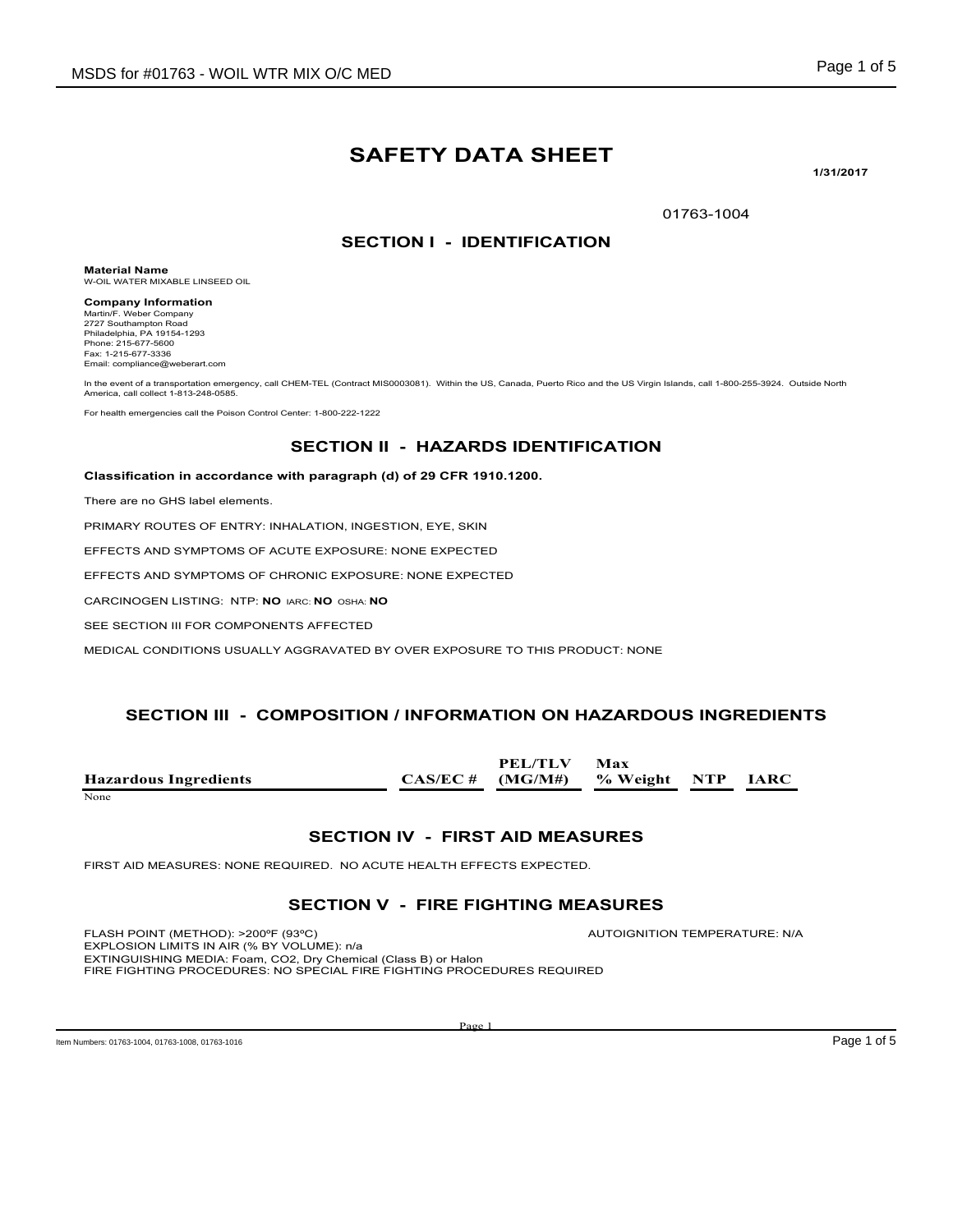# SAFETY DATA SHEET

**1/31/2017**

01763-1004

## SECTION I - IDENTIFICATION

**Material Name**
W-OIL WATER MIXABLE LINSEED OIL

**Company Information**
Martin/F. Weber Company
2727 Southampton Road
Philadelphia, PA 19154-1293
Phone: 215-677-5600
Fax: 1-215-677-3336
Email: compliance@weberart.com

In the event of a transportation emergency, call CHEM-TEL (Contract MIS0003081). Within the US, Canada, Puerto Rico and the US Virgin Islands, call 1-800-255-3924. Outside North America, call collect 1-813-248-0585.

For health emergencies call the Poison Control Center: 1-800-222-1222

## SECTION II - HAZARDS IDENTIFICATION

**Classification in accordance with paragraph (d) of 29 CFR 1910.1200.**

There are no GHS label elements.

PRIMARY ROUTES OF ENTRY: INHALATION, INGESTION, EYE, SKIN

EFFECTS AND SYMPTOMS OF ACUTE EXPOSURE: NONE EXPECTED

EFFECTS AND SYMPTOMS OF CHRONIC EXPOSURE: NONE EXPECTED

CARCINOGEN LISTING: NTP: **NO** IARC: **NO** OSHA: **NO**

SEE SECTION III FOR COMPONENTS AFFECTED

MEDICAL CONDITIONS USUALLY AGGRAVATED BY OVER EXPOSURE TO THIS PRODUCT: NONE

## SECTION III - COMPOSITION / INFORMATION ON HAZARDOUS INGREDIENTS

| Hazardous Ingredients | CAS/EC # | PEL/TLV (MG/M#) | Max % Weight | NTP | IARC |
|---|---|---|---|---|---|
| None | | | | | |

## SECTION IV - FIRST AID MEASURES

FIRST AID MEASURES: NONE REQUIRED. NO ACUTE HEALTH EFFECTS EXPECTED.

## SECTION V - FIRE FIGHTING MEASURES

FLASH POINT (METHOD): >200ºF (93ºC)

AUTOIGNITION TEMPERATURE: N/A

EXPLOSION LIMITS IN AIR (% BY VOLUME): n/a

EXTINGUISHING MEDIA: Foam, CO2, Dry Chemical (Class B) or Halon

FIRE FIGHTING PROCEDURES: NO SPECIAL FIRE FIGHTING PROCEDURES REQUIRED

Item Numbers: 01763-1004, 01763-1008, 01763-1016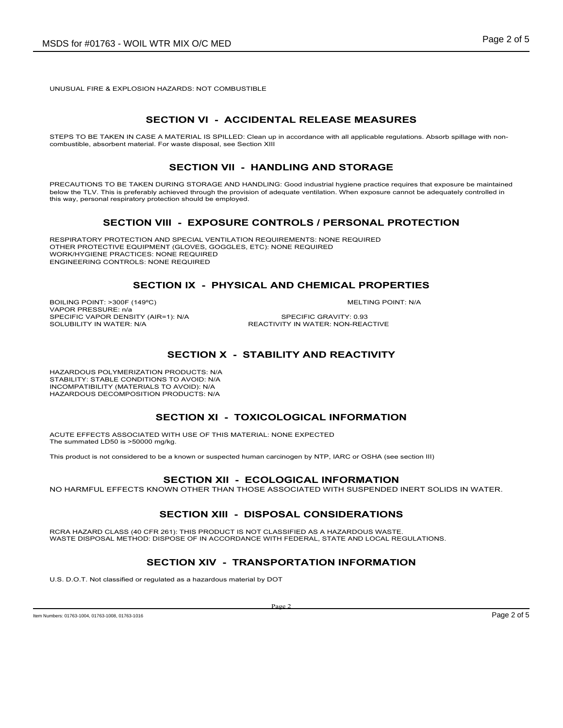UNUSUAL FIRE & EXPLOSION HAZARDS: NOT COMBUSTIBLE

## SECTION VI - ACCIDENTAL RELEASE MEASURES

STEPS TO BE TAKEN IN CASE A MATERIAL IS SPILLED: Clean up in accordance with all applicable regulations. Absorb spillage with non-combustible, absorbent material. For waste disposal, see Section XIII

## SECTION VII - HANDLING AND STORAGE

PRECAUTIONS TO BE TAKEN DURING STORAGE AND HANDLING: Good industrial hygiene practice requires that exposure be maintained below the TLV. This is preferably achieved through the provision of adequate ventilation. When exposure cannot be adequately controlled in this way, personal respiratory protection should be employed.

## SECTION VIII - EXPOSURE CONTROLS / PERSONAL PROTECTION

RESPIRATORY PROTECTION AND SPECIAL VENTILATION REQUIREMENTS: NONE REQUIRED
OTHER PROTECTIVE EQUIPMENT (GLOVES, GOGGLES, ETC): NONE REQUIRED
WORK/HYGIENE PRACTICES: NONE REQUIRED
ENGINEERING CONTROLS: NONE REQUIRED

## SECTION IX - PHYSICAL AND CHEMICAL PROPERTIES

BOILING POINT: >300F (149ºC)
MELTING POINT: N/A
VAPOR PRESSURE: n/a
SPECIFIC VAPOR DENSITY (AIR=1): N/A
SPECIFIC GRAVITY: 0.93
SOLUBILITY IN WATER: N/A
REACTIVITY IN WATER: NON-REACTIVE

## SECTION X - STABILITY AND REACTIVITY

HAZARDOUS POLYMERIZATION PRODUCTS: N/A
STABILITY: STABLE CONDITIONS TO AVOID: N/A
INCOMPATIBILITY (MATERIALS TO AVOID): N/A
HAZARDOUS DECOMPOSITION PRODUCTS: N/A

## SECTION XI - TOXICOLOGICAL INFORMATION

ACUTE EFFECTS ASSOCIATED WITH USE OF THIS MATERIAL: NONE EXPECTED
The summated LD50 is >50000 mg/kg.

This product is not considered to be a known or suspected human carcinogen by NTP, IARC or OSHA (see section III)

## SECTION XII - ECOLOGICAL INFORMATION

NO HARMFUL EFFECTS KNOWN OTHER THAN THOSE ASSOCIATED WITH SUSPENDED INERT SOLIDS IN WATER.

## SECTION XIII - DISPOSAL CONSIDERATIONS

RCRA HAZARD CLASS (40 CFR 261): THIS PRODUCT IS NOT CLASSIFIED AS A HAZARDOUS WASTE.
WASTE DISPOSAL METHOD: DISPOSE OF IN ACCORDANCE WITH FEDERAL, STATE AND LOCAL REGULATIONS.

## SECTION XIV - TRANSPORTATION INFORMATION

U.S. D.O.T. Not classified or regulated as a hazardous material by DOT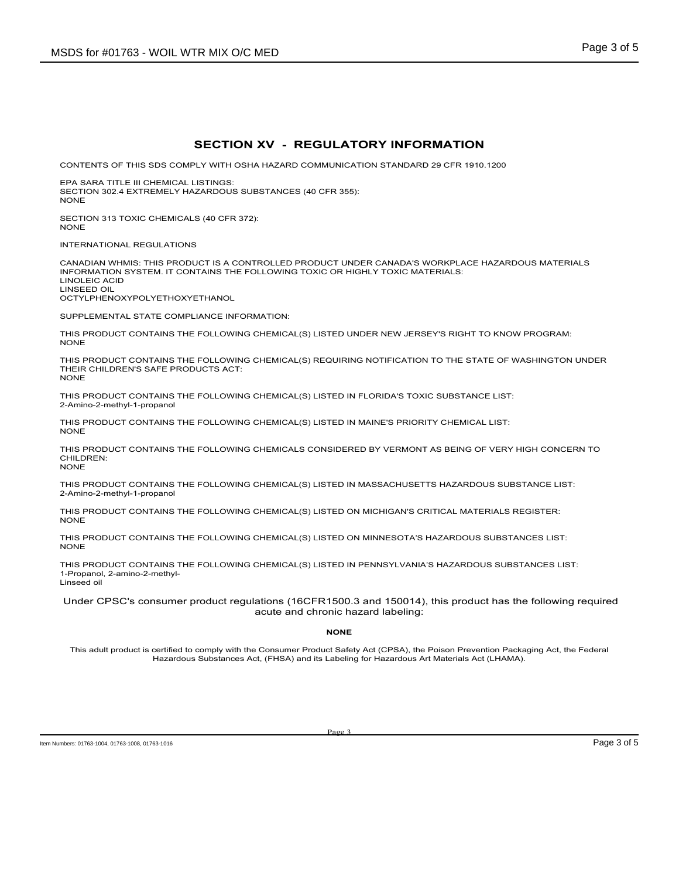## SECTION XV - REGULATORY INFORMATION

CONTENTS OF THIS SDS COMPLY WITH OSHA HAZARD COMMUNICATION STANDARD 29 CFR 1910.1200

EPA SARA TITLE III CHEMICAL LISTINGS:
SECTION 302.4 EXTREMELY HAZARDOUS SUBSTANCES (40 CFR 355):
NONE

SECTION 313 TOXIC CHEMICALS (40 CFR 372):
NONE

INTERNATIONAL REGULATIONS

CANADIAN WHMIS: THIS PRODUCT IS A CONTROLLED PRODUCT UNDER CANADA'S WORKPLACE HAZARDOUS MATERIALS INFORMATION SYSTEM. IT CONTAINS THE FOLLOWING TOXIC OR HIGHLY TOXIC MATERIALS:
LINOLEIC ACID
LINSEED OIL
OCTYLPHENOXYPOLYETHOXYETHANOL

SUPPLEMENTAL STATE COMPLIANCE INFORMATION:

THIS PRODUCT CONTAINS THE FOLLOWING CHEMICAL(S) LISTED UNDER NEW JERSEY'S RIGHT TO KNOW PROGRAM:
NONE

THIS PRODUCT CONTAINS THE FOLLOWING CHEMICAL(S) REQUIRING NOTIFICATION TO THE STATE OF WASHINGTON UNDER THEIR CHILDREN'S SAFE PRODUCTS ACT:
NONE

THIS PRODUCT CONTAINS THE FOLLOWING CHEMICAL(S) LISTED IN FLORIDA'S TOXIC SUBSTANCE LIST:
2-Amino-2-methyl-1-propanol

THIS PRODUCT CONTAINS THE FOLLOWING CHEMICAL(S) LISTED IN MAINE'S PRIORITY CHEMICAL LIST:
NONE

THIS PRODUCT CONTAINS THE FOLLOWING CHEMICALS CONSIDERED BY VERMONT AS BEING OF VERY HIGH CONCERN TO CHILDREN:
NONE

THIS PRODUCT CONTAINS THE FOLLOWING CHEMICAL(S) LISTED IN MASSACHUSETTS HAZARDOUS SUBSTANCE LIST:
2-Amino-2-methyl-1-propanol

THIS PRODUCT CONTAINS THE FOLLOWING CHEMICAL(S) LISTED ON MICHIGAN'S CRITICAL MATERIALS REGISTER:
NONE

THIS PRODUCT CONTAINS THE FOLLOWING CHEMICAL(S) LISTED ON MINNESOTA'S HAZARDOUS SUBSTANCES LIST:
NONE

THIS PRODUCT CONTAINS THE FOLLOWING CHEMICAL(S) LISTED IN PENNSYLVANIA'S HAZARDOUS SUBSTANCES LIST:
1-Propanol, 2-amino-2-methyl-
Linseed oil

Under CPSC's consumer product regulations (16CFR1500.3 and 150014), this product has the following required acute and chronic hazard labeling:

**NONE**

This adult product is certified to comply with the Consumer Product Safety Act (CPSA), the Poison Prevention Packaging Act, the Federal Hazardous Substances Act, (FHSA) and its Labeling for Hazardous Art Materials Act (LHAMA).

Item Numbers: 01763-1004, 01763-1008, 01763-1016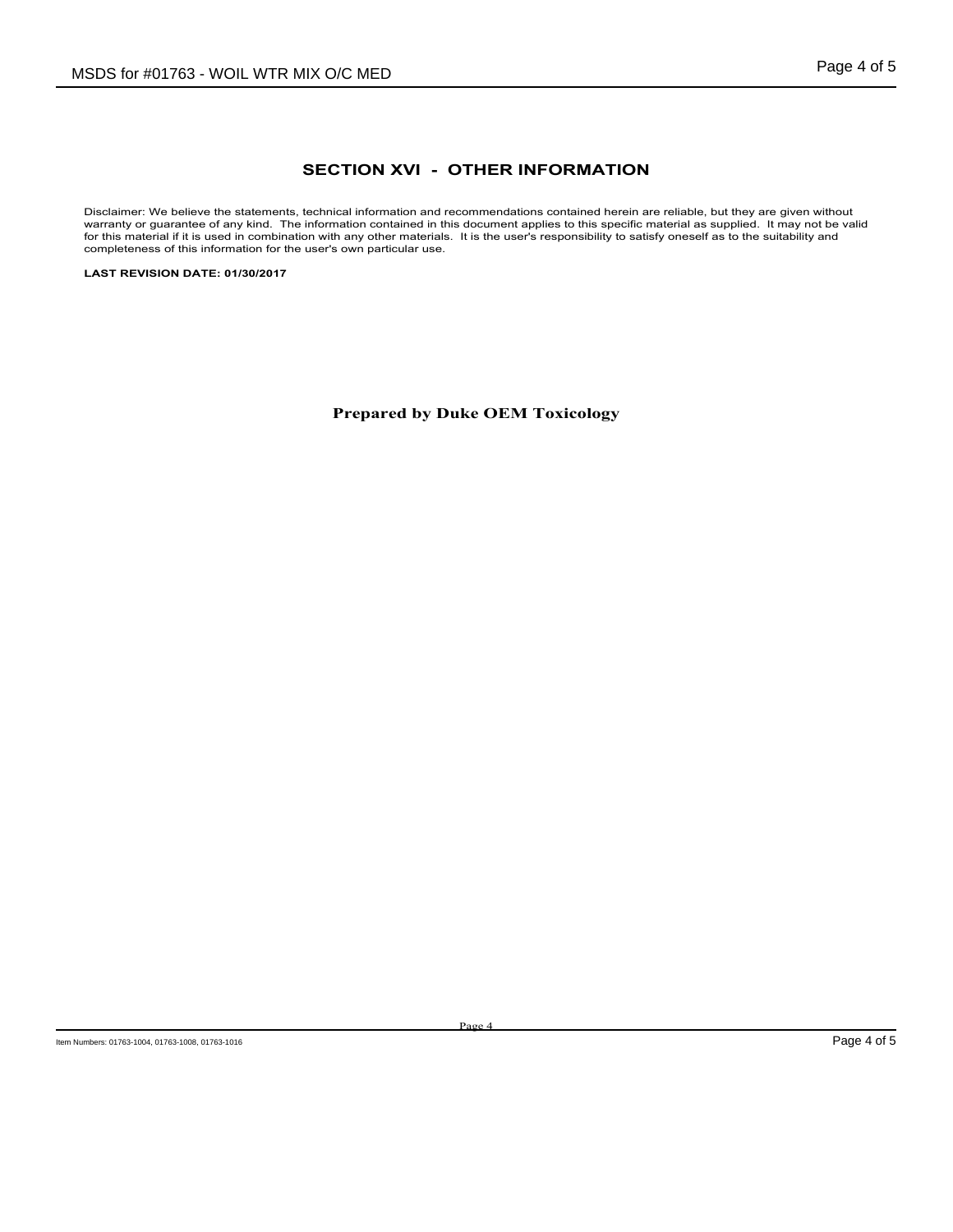## SECTION XVI - OTHER INFORMATION

Disclaimer: We believe the statements, technical information and recommendations contained herein are reliable, but they are given without warranty or guarantee of any kind. The information contained in this document applies to this specific material as supplied. It may not be valid for this material if it is used in combination with any other materials. It is the user's responsibility to satisfy oneself as to the suitability and completeness of this information for the user's own particular use.

**LAST REVISION DATE: 01/30/2017**

**Prepared by Duke OEM Toxicology**

Item Numbers: 01763-1004, 01763-1008, 01763-1016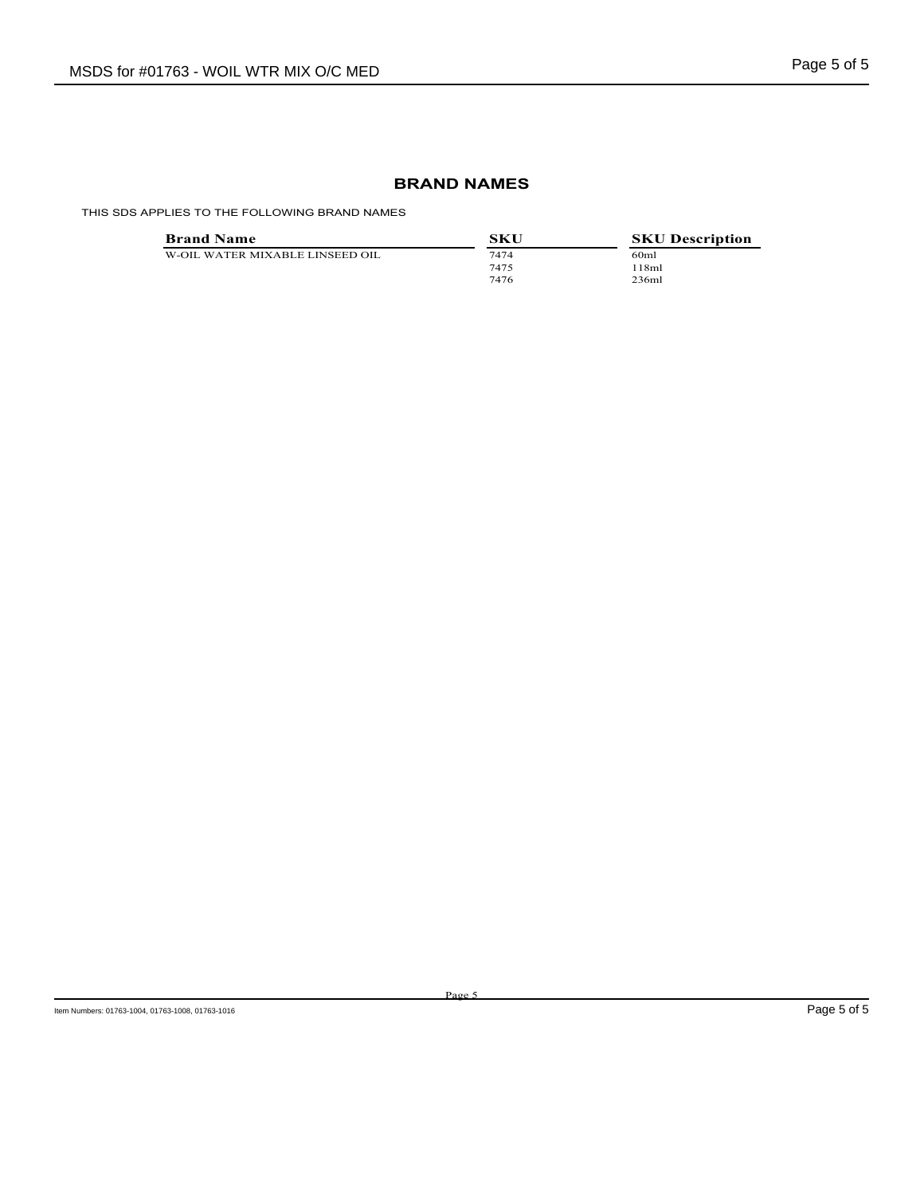## BRAND NAMES

THIS SDS APPLIES TO THE FOLLOWING BRAND NAMES

| Brand Name | SKU | SKU Description |
|---|---|---|
| W-OIL WATER MIXABLE LINSEED OIL | 7474 | 60ml |
| | 7475 | 118ml |
| | 7476 | 236ml |

Item Numbers: 01763-1004, 01763-1008, 01763-1016